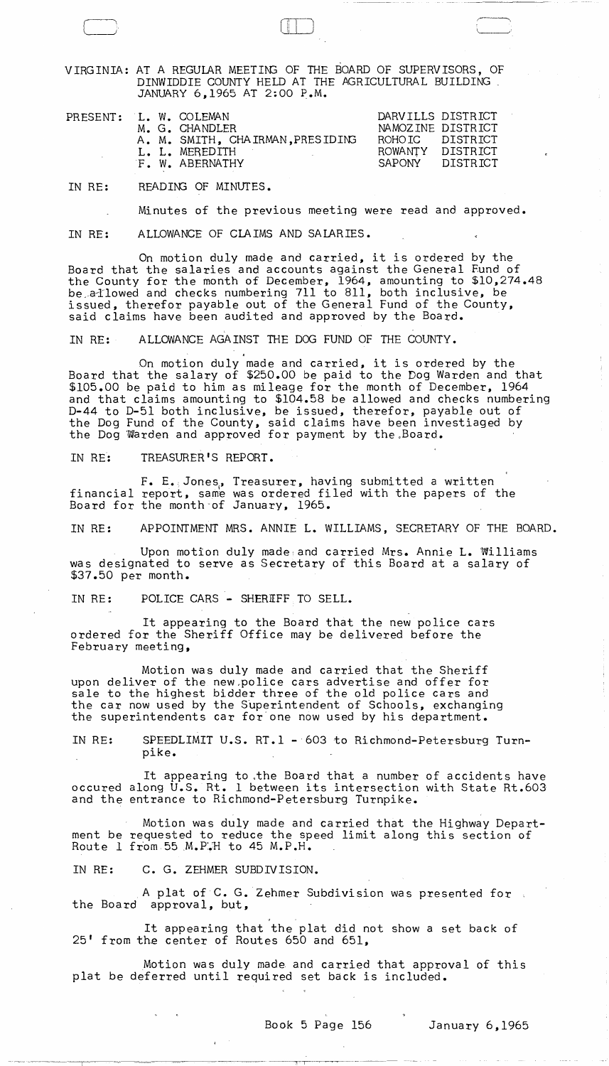VIRGINIA: AT A REGULAR MEETING OF THE BOARD OF SUPERVISORS, OF DINWIDDIE COUNTY HELD AT THE AGRICULTURAL BUILDING JANUARY 6,1965 AT 2:00 P.M.

| PRESENT: | L. W. COLEMAN | DARVILLS DISTRICT |
|---|---|---|
| | M. G. CHANDLER | NAMOZINE DISTRICT |
| | A. M. SMITH, CHAIRMAN,PRESIDING | ROHOIC DISTRICT |
| | L. L. MEREDITH | ROWANTY DISTRICT |
| | F. W. ABERNATHY | SAPONY DISTRICT |

IN RE: READING OF MINUTES.

Minutes of the previous meeting were read and approved.

IN RE: ALLOWANCE OF CLAIMS AND SALARIES.

On motion duly made and carried, it is ordered by the Board that the salaries and accounts against the General Fund of the County for the month of December, 1964, amounting to $10,274.48 be allowed and checks numbering 711 to 811, both inclusive, be issued, therefor payable out of the General Fund of the County, said claims have been audited and approved by the Board.

IN RE: ALLOWANCE AGAINST THE DOG FUND OF THE COUNTY.

On motion duly made and carried, it is ordered by the Board that the salary of $250.00 be paid to the Dog Warden and that $105.00 be paid to him as mileage for the month of December, 1964 and that claims amounting to $104.58 be allowed and checks numbering D-44 to D-51 both inclusive, be issued, therefor, payable out of the Dog Fund of the County, said claims have been investiaged by the Dog Warden and approved for payment by the Board.

IN RE: TREASURER'S REPORT.

F. E. Jones, Treasurer, having submitted a written financial report, same was ordered filed with the papers of the Board for the month of January, 1965.

IN RE: APPOINTMENT MRS. ANNIE L. WILLIAMS, SECRETARY OF THE BOARD.

Upon motion duly made and carried Mrs. Annie L. Williams was designated to serve as Secretary of this Board at a salary of $37.50 per month.

IN RE: POLICE CARS - SHERIFF TO SELL.

It appearing to the Board that the new police cars ordered for the Sheriff Office may be delivered before the February meeting,

Motion was duly made and carried that the Sheriff upon deliver of the new police cars advertise and offer for sale to the highest bidder three of the old police cars and the car now used by the Superintendent of Schools, exchanging the superintendents car for one now used by his department.

IN RE: SPEEDLIMIT U.S. RT.1 - 603 to Richmond-Petersburg Turnpike.

It appearing to the Board that a number of accidents have occured along U.S. Rt. 1 between its intersection with State Rt.603 and the entrance to Richmond-Petersburg Turnpike.

Motion was duly made and carried that the Highway Department be requested to reduce the speed limit along this section of Route 1 from 55 M.P.H to 45 M.P.H.

IN RE: C. G. ZEHMER SUBDIVISION.

A plat of C. G. Zehmer Subdivision was presented for the Board approval, but,

It appearing that the plat did not show a set back of 25' from the center of Routes 650 and 651,

Motion was duly made and carried that approval of this plat be deferred until required set back is included.

Book 5 Page 156 January 6,1965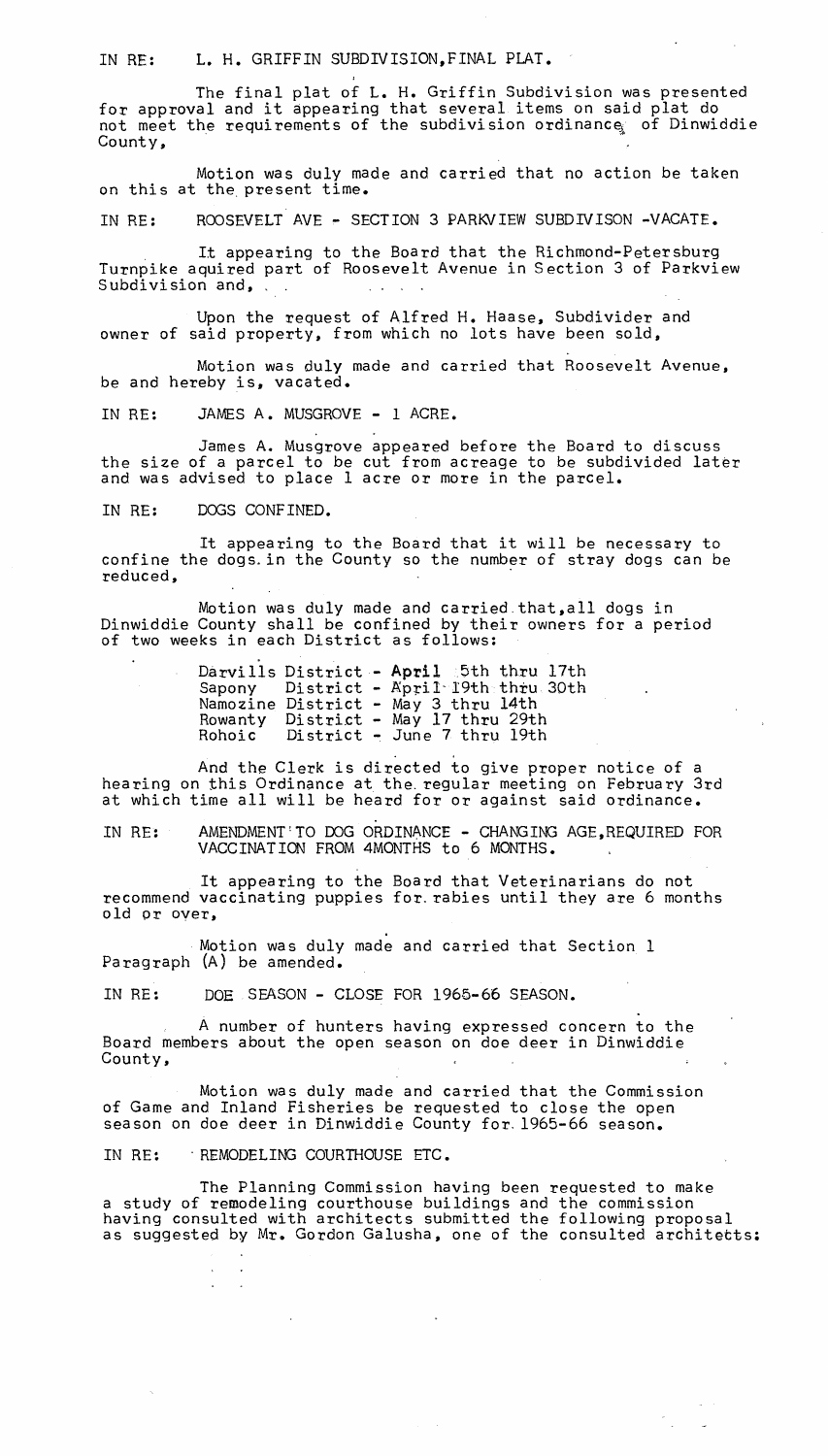IN RE: L. H. GRIFFIN SUBDIVISION,FINAL PLAT.

The final plat of L. H. Griffin Subdivision was presented for approval and it appearing that several items on said plat do not meet the requirements of the subdivision ordinance of Dinwiddie County,

Motion was duly made and carried that no action be taken on this at the present time.

IN RE: ROOSEVELT AVE - SECTION 3 PARKVIEW SUBDIVISON -VACATE.

It appearing to the Board that the Richmond-Petersburg Turnpike aquired part of Roosevelt Avenue in Section 3 of Parkview Subdivision and,

Upon the request of Alfred H. Haase, Subdivider and owner of said property, from which no lots have been sold,

Motion was duly made and carried that Roosevelt Avenue, be and hereby is, vacated.

IN RE: JAMES A. MUSGROVE - 1 ACRE.

James A. Musgrove appeared before the Board to discuss the size of a parcel to be cut from acreage to be subdivided later and was advised to place 1 acre or more in the parcel.

IN RE: DOGS CONFINED.

It appearing to the Board that it will be necessary to confine the dogs in the County so the number of stray dogs can be reduced,

Motion was duly made and carried that,all dogs in Dinwiddie County shall be confined by their owners for a period of two weeks in each District as follows:

Darvills District - April 5th thru 17th
Sapony District - April 19th thru 30th
Namozine District - May 3 thru 14th
Rowanty District - May 17 thru 29th
Rohoic District - June 7 thru 19th

And the Clerk is directed to give proper notice of a hearing on this Ordinance at the regular meeting on February 3rd at which time all will be heard for or against said ordinance.

IN RE: AMENDMENT TO DOG ORDINANCE - CHANGING AGE,REQUIRED FOR VACCINATION FROM 4MONTHS to 6 MONTHS.

It appearing to the Board that Veterinarians do not recommend vaccinating puppies for rabies until they are 6 months old or over,

Motion was duly made and carried that Section 1 Paragraph (A) be amended.

IN RE: DOE SEASON - CLOSE FOR 1965-66 SEASON.

A number of hunters having expressed concern to the Board members about the open season on doe deer in Dinwiddie County,

Motion was duly made and carried that the Commission of Game and Inland Fisheries be requested to close the open season on doe deer in Dinwiddie County for 1965-66 season.

IN RE: REMODELING COURTHOUSE ETC.

The Planning Commission having been requested to make a study of remodeling courthouse buildings and the commission having consulted with architects submitted the following proposal as suggested by Mr. Gordon Galusha, one of the consulted architetts: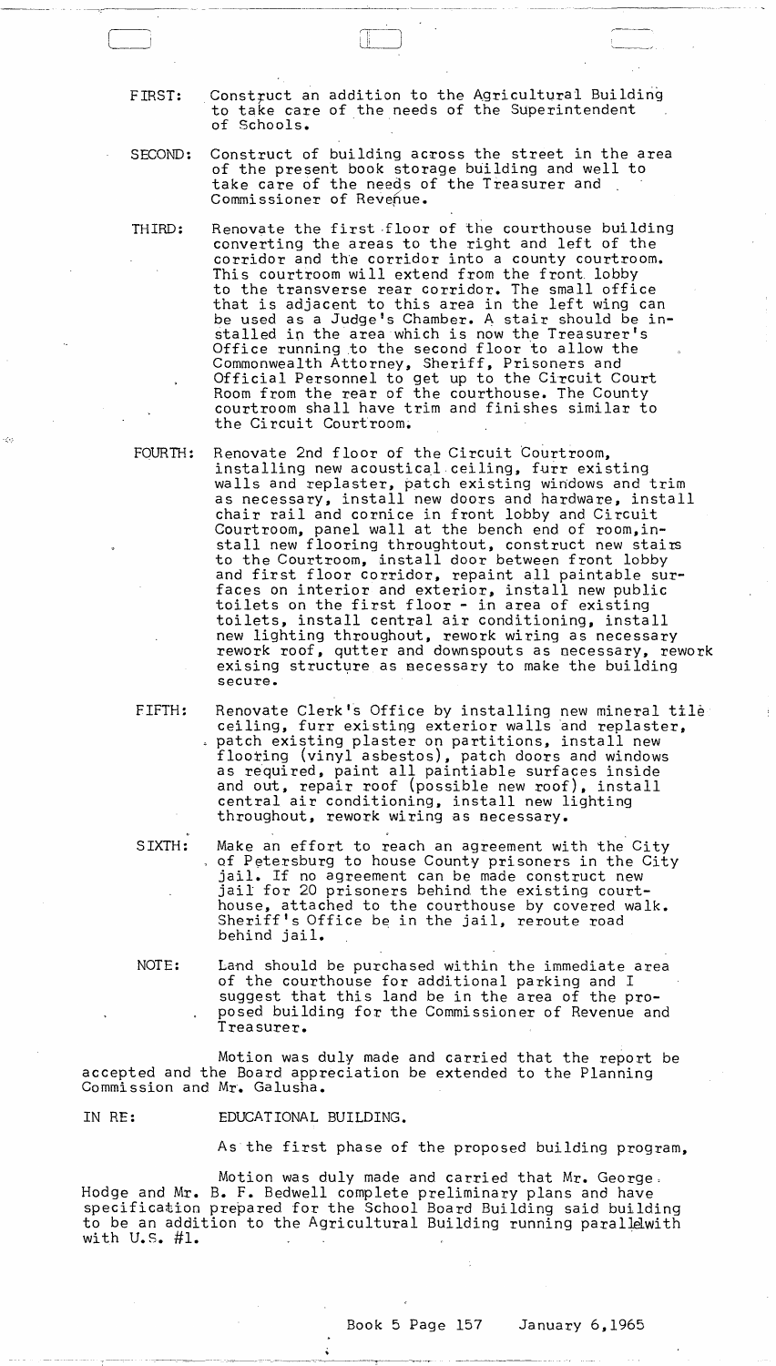FIRST: Construct an addition to the Agricultural Building to take care of the needs of the Superintendent of Schools.

SECOND: Construct of building across the street in the area of the present book storage building and well to take care of the needs of the Treasurer and Commissioner of Revenue.

THIRD: Renovate the first floor of the courthouse building converting the areas to the right and left of the corridor and the corridor into a county courtroom. This courtroom will extend from the front lobby to the transverse rear corridor. The small office that is adjacent to this area in the left wing can be used as a Judge's Chamber. A stair should be installed in the area which is now the Treasurer's Office running to the second floor to allow the Commonwealth Attorney, Sheriff, Prisoners and Official Personnel to get up to the Circuit Court Room from the rear of the courthouse. The County courtroom shall have trim and finishes similar to the Circuit Courtroom.

FOURTH: Renovate 2nd floor of the Circuit Courtroom, installing new acoustical ceiling, furr existing walls and replaster, patch existing windows and trim as necessary, install new doors and hardware, install chair rail and cornice in front lobby and Circuit Courtroom, panel wall at the bench end of room, install new flooring throughtout, construct new stairs to the Courtroom, install door between front lobby and first floor corridor, repaint all paintable surfaces on interior and exterior, install new public toilets on the first floor - in area of existing toilets, install central air conditioning, install new lighting throughout, rework wiring as necessary rework roof, gutter and downspouts as necessary, rework exising structure as necessary to make the building secure.

FIFTH: Renovate Clerk's Office by installing new mineral tile ceiling, furr existing exterior walls and replaster, patch existing plaster on partitions, install new flooring (vinyl asbestos), patch doors and windows as required, paint all paintable surfaces inside and out, repair roof (possible new roof), install central air conditioning, install new lighting throughout, rework wiring as necessary.

SIXTH: Make an effort to reach an agreement with the City of Petersburg to house County prisoners in the City jail. If no agreement can be made construct new jail for 20 prisoners behind the existing courthouse, attached to the courthouse by covered walk. Sheriff's Office be in the jail, reroute road behind jail.

NOTE: Land should be purchased within the immediate area of the courthouse for additional parking and I suggest that this land be in the area of the proposed building for the Commissioner of Revenue and Treasurer.

Motion was duly made and carried that the report be accepted and the Board appreciation be extended to the Planning Commission and Mr. Galusha.

IN RE: EDUCATIONAL BUILDING.

As the first phase of the proposed building program,

Motion was duly made and carried that Mr. George Hodge and Mr. B. F. Bedwell complete preliminary plans and have specification prepared for the School Board Building said building to be an addition to the Agricultural Building running parallelwith with U.S. #1.

Book 5 Page 157 January 6,1965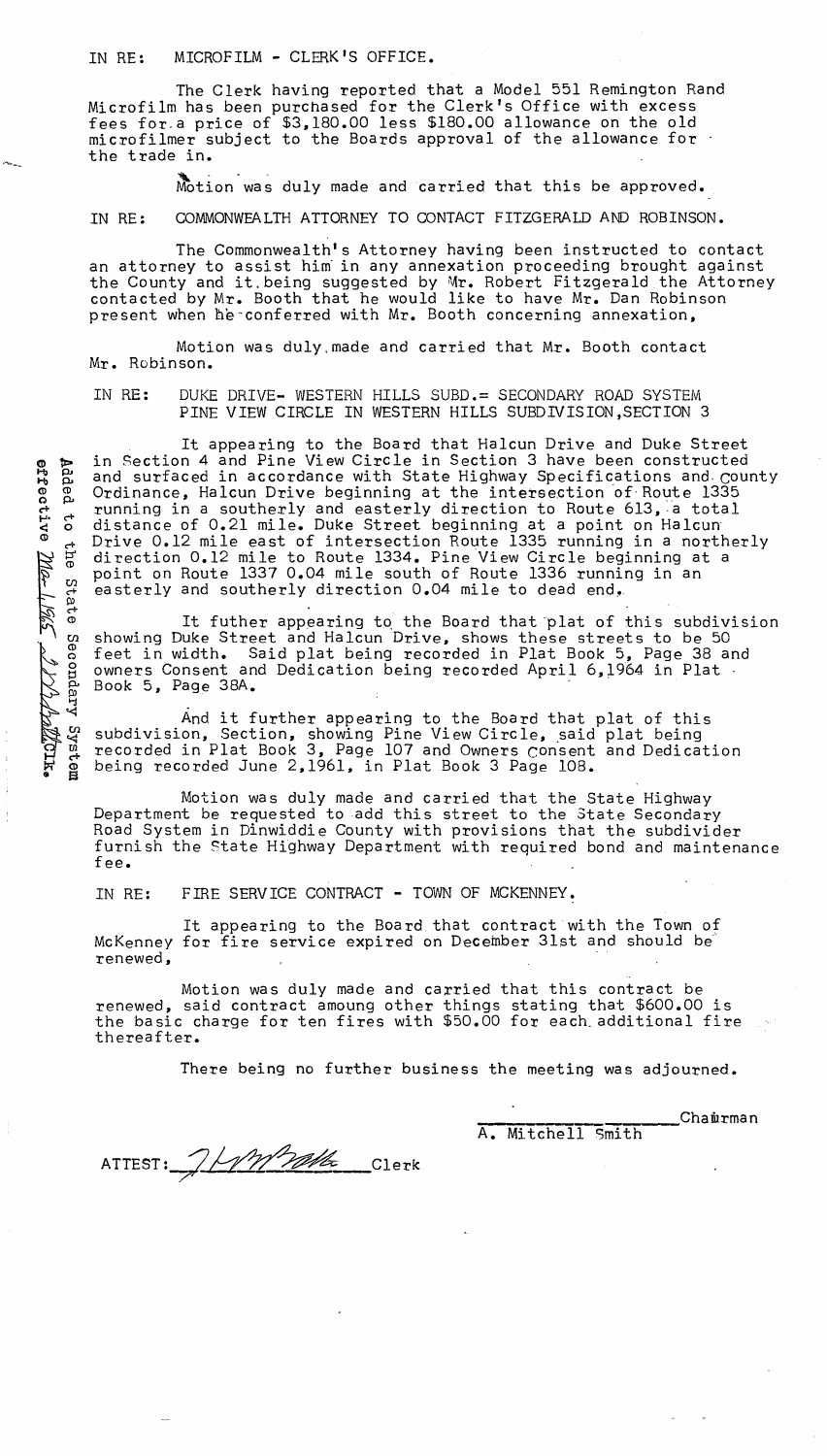IN RE: MICROFILM - CLERK'S OFFICE.

The Clerk having reported that a Model 551 Remington Rand Microfilm has been purchased for the Clerk's Office with excess fees for a price of $3,180.00 less $180.00 allowance on the old microfilmer subject to the Boards approval of the allowance for the trade in.

Motion was duly made and carried that this be approved.

IN RE: COMMONWEALTH ATTORNEY TO CONTACT FITZGERALD AND ROBINSON.

The Commonwealth's Attorney having been instructed to contact an attorney to assist him in any annexation proceeding brought against the County and it being suggested by Mr. Robert Fitzgerald the Attorney contacted by Mr. Booth that he would like to have Mr. Dan Robinson present when he conferred with Mr. Booth concerning annexation,

Motion was duly made and carried that Mr. Booth contact Mr. Robinson.

IN RE: DUKE DRIVE- WESTERN HILLS SUBD.= SECONDARY ROAD SYSTEM
PINE VIEW CIRCLE IN WESTERN HILLS SUBDIVISION, SECTION 3

Added to the State Secondary System effective Mar 1, 1965 [signature] Clk.

It appearing to the Board that Halcun Drive and Duke Street in Section 4 and Pine View Circle in Section 3 have been constructed and surfaced in accordance with State Highway Specifications and County Ordinance, Halcun Drive beginning at the intersection of Route 1335 running in a southerly and easterly direction to Route 613, a total distance of 0.21 mile. Duke Street beginning at a point on Halcun Drive 0.12 mile east of intersection Route 1335 running in a northerly direction 0.12 mile to Route 1334. Pine View Circle beginning at a point on Route 1337 0.04 mile south of Route 1336 running in an easterly and southerly direction 0.04 mile to dead end.

It futher appearing to the Board that plat of this subdivision showing Duke Street and Halcun Drive, shows these streets to be 50 feet in width. Said plat being recorded in Plat Book 5, Page 38 and owners Consent and Dedication being recorded April 6, 1964 in Plat Book 5, Page 38A.

And it further appearing to the Board that plat of this subdivision, Section, showing Pine View Circle, said plat being recorded in Plat Book 3, Page 107 and Owners Consent and Dedication being recorded June 2, 1961, in Plat Book 3 Page 108.

Motion was duly made and carried that the State Highway Department be requested to add this street to the State Secondary Road System in Dinwiddie County with provisions that the subdivider furnish the State Highway Department with required bond and maintenance fee.

IN RE: FIRE SERVICE CONTRACT - TOWN OF MCKENNEY.

It appearing to the Board that contract with the Town of McKenney for fire service expired on December 31st and should be renewed,

Motion was duly made and carried that this contract be renewed, said contract amoung other things stating that $600.00 is the basic charge for ten fires with $50.00 for each additional fire thereafter.

There being no further business the meeting was adjourned.

_____________________ Chairman
A. Mitchell Smith

ATTEST: [signature] Clerk